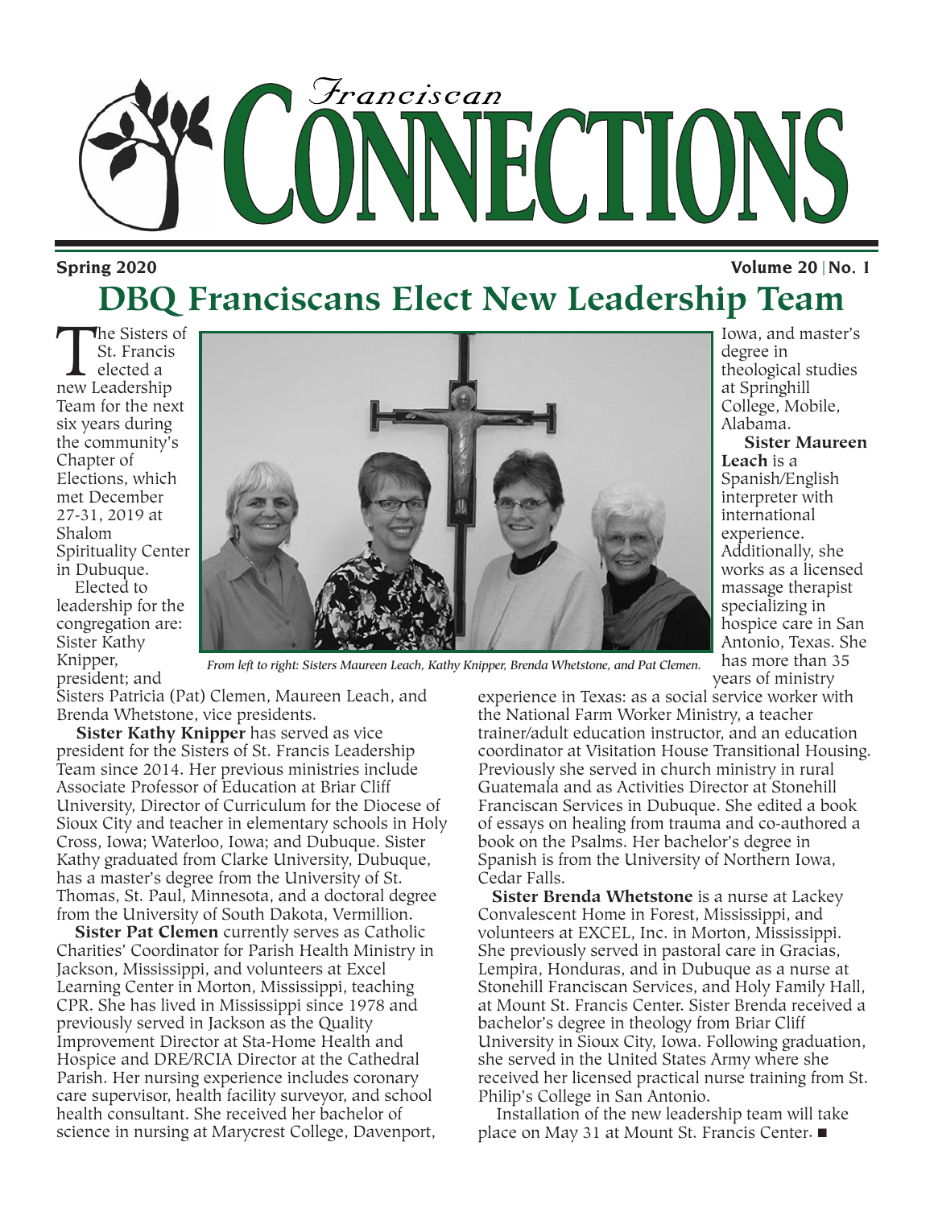# Franciscan CONNECTIONS

**Spring 2020** **Volume 20 | No. 1**

## DBQ Franciscans Elect New Leadership Team

The Sisters of St. Francis elected a new Leadership Team for the next six years during the community's Chapter of Elections, which met December 27-31, 2019 at Shalom Spirituality Center in Dubuque.

Elected to leadership for the congregation are: Sister Kathy Knipper, president; and Sisters Patricia (Pat) Clemen, Maureen Leach, and Brenda Whetstone, vice presidents.

*From left to right: Sisters Maureen Leach, Kathy Knipper, Brenda Whetstone, and Pat Clemen.*

**Sister Kathy Knipper** has served as vice president for the Sisters of St. Francis Leadership Team since 2014. Her previous ministries include Associate Professor of Education at Briar Cliff University, Director of Curriculum for the Diocese of Sioux City and teacher in elementary schools in Holy Cross, Iowa; Waterloo, Iowa; and Dubuque. Sister Kathy graduated from Clarke University, Dubuque, has a master's degree from the University of St. Thomas, St. Paul, Minnesota, and a doctoral degree from the University of South Dakota, Vermillion.

**Sister Pat Clemen** currently serves as Catholic Charities' Coordinator for Parish Health Ministry in Jackson, Mississippi, and volunteers at Excel Learning Center in Morton, Mississippi, teaching CPR. She has lived in Mississippi since 1978 and previously served in Jackson as the Quality Improvement Director at Sta-Home Health and Hospice and DRE/RCIA Director at the Cathedral Parish. Her nursing experience includes coronary care supervisor, health facility surveyor, and school health consultant. She received her bachelor of science in nursing at Marycrest College, Davenport, Iowa, and master's degree in theological studies at Springhill College, Mobile, Alabama.

**Sister Maureen Leach** is a Spanish/English interpreter with international experience. Additionally, she works as a licensed massage therapist specializing in hospice care in San Antonio, Texas. She has more than 35 years of ministry experience in Texas: as a social service worker with the National Farm Worker Ministry, a teacher trainer/adult education instructor, and an education coordinator at Visitation House Transitional Housing. Previously she served in church ministry in rural Guatemala and as Activities Director at Stonehill Franciscan Services in Dubuque. She edited a book of essays on healing from trauma and co-authored a book on the Psalms. Her bachelor's degree in Spanish is from the University of Northern Iowa, Cedar Falls.

**Sister Brenda Whetstone** is a nurse at Lackey Convalescent Home in Forest, Mississippi, and volunteers at EXCEL, Inc. in Morton, Mississippi. She previously served in pastoral care in Gracias, Lempira, Honduras, and in Dubuque as a nurse at Stonehill Franciscan Services, and Holy Family Hall, at Mount St. Francis Center. Sister Brenda received a bachelor's degree in theology from Briar Cliff University in Sioux City, Iowa. Following graduation, she served in the United States Army where she received her licensed practical nurse training from St. Philip's College in San Antonio.

Installation of the new leadership team will take place on May 31 at Mount St. Francis Center. ■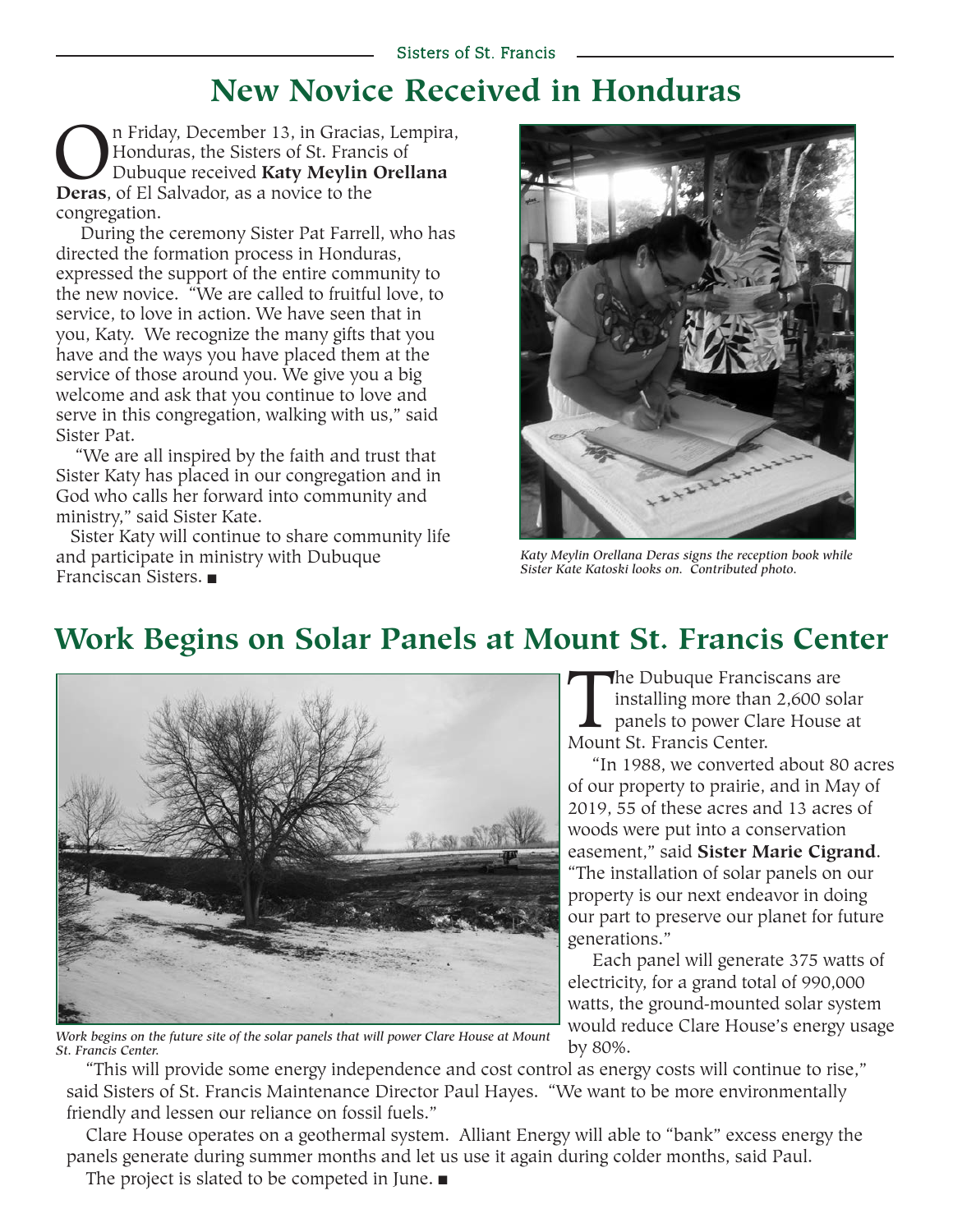# New Novice Received in Honduras

On Friday, December 13, in Gracias, Lempira, Honduras, the Sisters of St. Francis of Dubuque received **Katy Meylin Orellana Deras**, of El Salvador, as a novice to the congregation.

During the ceremony Sister Pat Farrell, who has directed the formation process in Honduras, expressed the support of the entire community to the new novice. "We are called to fruitful love, to service, to love in action. We have seen that in you, Katy. We recognize the many gifts that you have and the ways you have placed them at the service of those around you. We give you a big welcome and ask that you continue to love and serve in this congregation, walking with us," said Sister Pat.

"We are all inspired by the faith and trust that Sister Katy has placed in our congregation and in God who calls her forward into community and ministry," said Sister Kate.

Sister Katy will continue to share community life and participate in ministry with Dubuque Franciscan Sisters. ■

*Katy Meylin Orellana Deras signs the reception book while Sister Kate Katoski looks on. Contributed photo.*

# Work Begins on Solar Panels at Mount St. Francis Center

*Work begins on the future site of the solar panels that will power Clare House at Mount St. Francis Center.*

The Dubuque Franciscans are installing more than 2,600 solar panels to power Clare House at Mount St. Francis Center.

"In 1988, we converted about 80 acres of our property to prairie, and in May of 2019, 55 of these acres and 13 acres of woods were put into a conservation easement," said **Sister Marie Cigrand**. "The installation of solar panels on our property is our next endeavor in doing our part to preserve our planet for future generations."

Each panel will generate 375 watts of electricity, for a grand total of 990,000 watts, the ground-mounted solar system would reduce Clare House's energy usage by 80%.

"This will provide some energy independence and cost control as energy costs will continue to rise," said Sisters of St. Francis Maintenance Director Paul Hayes. "We want to be more environmentally friendly and lessen our reliance on fossil fuels."

Clare House operates on a geothermal system. Alliant Energy will able to "bank" excess energy the panels generate during summer months and let us use it again during colder months, said Paul.

The project is slated to be competed in June. ■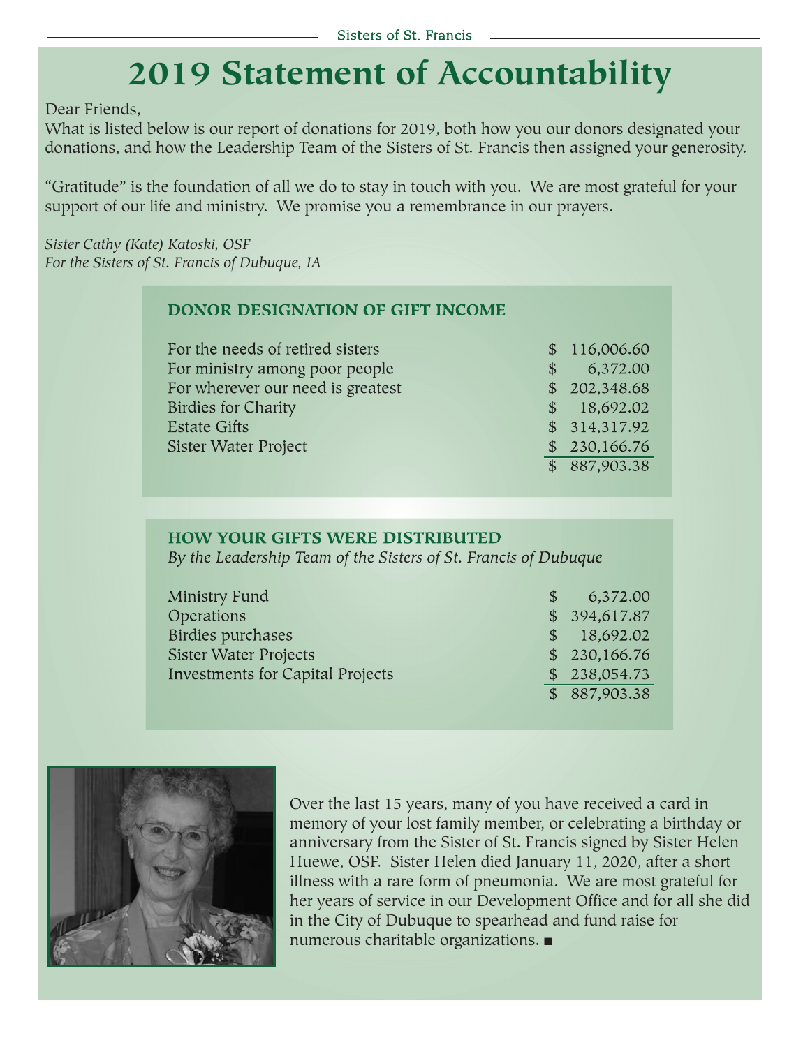# 2019 Statement of Accountability

Dear Friends,

What is listed below is our report of donations for 2019, both how you our donors designated your donations, and how the Leadership Team of the Sisters of St. Francis then assigned your generosity.

"Gratitude" is the foundation of all we do to stay in touch with you. We are most grateful for your support of our life and ministry. We promise you a remembrance in our prayers.

*Sister Cathy (Kate) Katoski, OSF*
*For the Sisters of St. Francis of Dubuque, IA*

## DONOR DESIGNATION OF GIFT INCOME

| | |
|---|---|
| For the needs of retired sisters | $ 116,006.60 |
| For ministry among poor people | $ 6,372.00 |
| For wherever our need is greatest | $ 202,348.68 |
| Birdies for Charity | $ 18,692.02 |
| Estate Gifts | $ 314,317.92 |
| Sister Water Project | $ 230,166.76 |
| | $ 887,903.38 |

## HOW YOUR GIFTS WERE DISTRIBUTED

*By the Leadership Team of the Sisters of St. Francis of Dubuque*

| | |
|---|---|
| Ministry Fund | $ 6,372.00 |
| Operations | $ 394,617.87 |
| Birdies purchases | $ 18,692.02 |
| Sister Water Projects | $ 230,166.76 |
| Investments for Capital Projects | $ 238,054.73 |
| | $ 887,903.38 |

Over the last 15 years, many of you have received a card in memory of your lost family member, or celebrating a birthday or anniversary from the Sister of St. Francis signed by Sister Helen Huewe, OSF. Sister Helen died January 11, 2020, after a short illness with a rare form of pneumonia. We are most grateful for her years of service in our Development Office and for all she did in the City of Dubuque to spearhead and fund raise for numerous charitable organizations. ■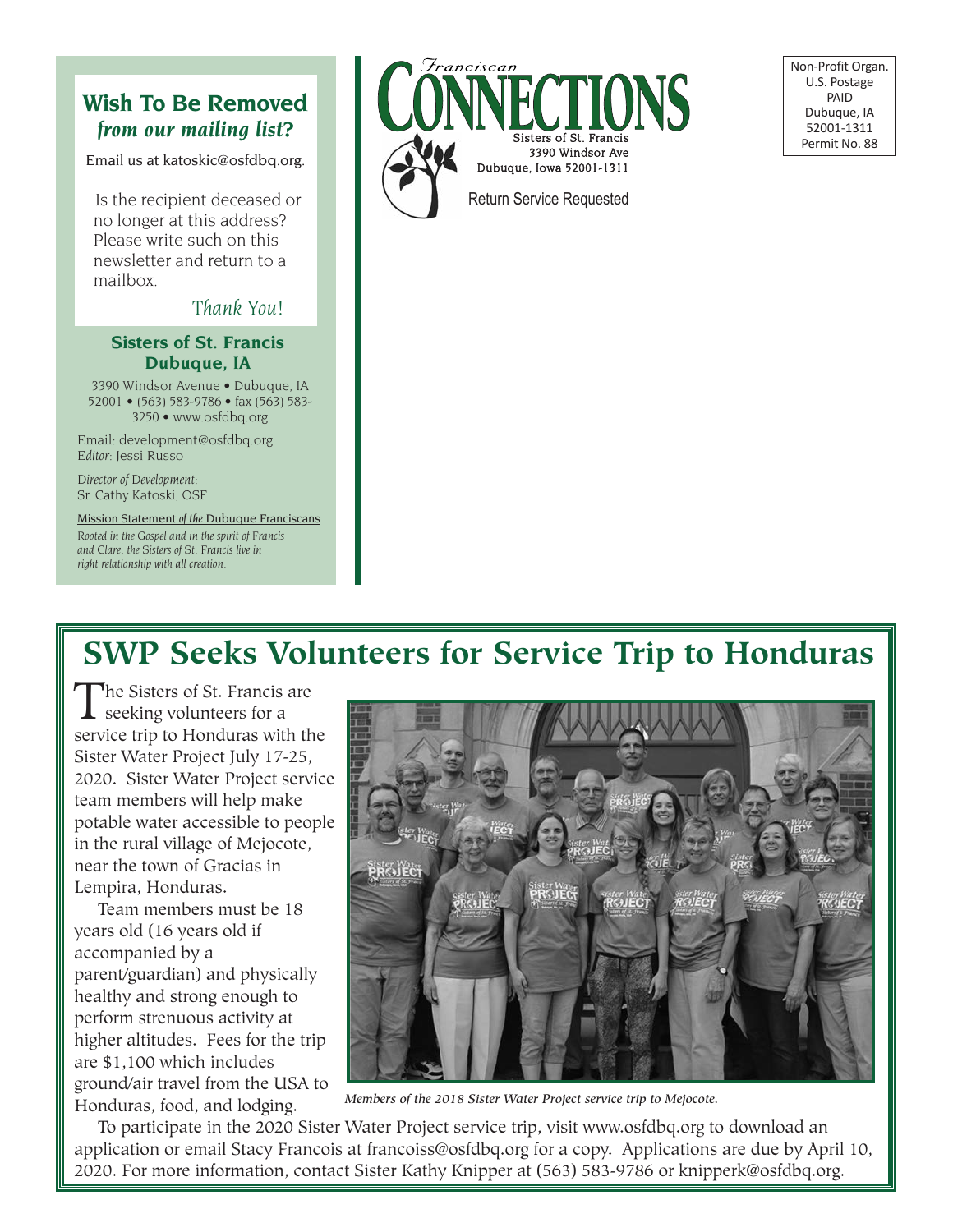## Wish To Be Removed *from our mailing list?*

Email us at katoskic@osfdbq.org.

Is the recipient deceased or no longer at this address? Please write such on this newsletter and return to a mailbox.

*Thank You!*

**Sisters of St. Francis Dubuque, IA**

3390 Windsor Avenue • Dubuque, IA 52001 • (563) 583-9786 • fax (563) 583-3250 • www.osfdbq.org

Email: development@osfdbq.org
*Editor*: Jessi Russo

*Director of Development*:
Sr. Cathy Katoski, OSF

Mission Statement *of the* Dubuque Franciscans
*Rooted in the Gospel and in the spirit of Francis and Clare, the Sisters of St. Francis live in right relationship with all creation.*

*Franciscan* CONNECTIONS

Sisters of St. Francis
3390 Windsor Ave
Dubuque, Iowa 52001-1311

Return Service Requested

Non-Profit Organ.
U.S. Postage
PAID
Dubuque, IA
52001-1311
Permit No. 88

# SWP Seeks Volunteers for Service Trip to Honduras

The Sisters of St. Francis are seeking volunteers for a service trip to Honduras with the Sister Water Project July 17-25, 2020. Sister Water Project service team members will help make potable water accessible to people in the rural village of Mejocote, near the town of Gracias in Lempira, Honduras.

Team members must be 18 years old (16 years old if accompanied by a parent/guardian) and physically healthy and strong enough to perform strenuous activity at higher altitudes. Fees for the trip are $1,100 which includes ground/air travel from the USA to Honduras, food, and lodging.

*Members of the 2018 Sister Water Project service trip to Mejocote.*

To participate in the 2020 Sister Water Project service trip, visit www.osfdbq.org to download an application or email Stacy Francois at francoiss@osfdbq.org for a copy. Applications are due by April 10, 2020. For more information, contact Sister Kathy Knipper at (563) 583-9786 or knipperk@osfdbq.org.